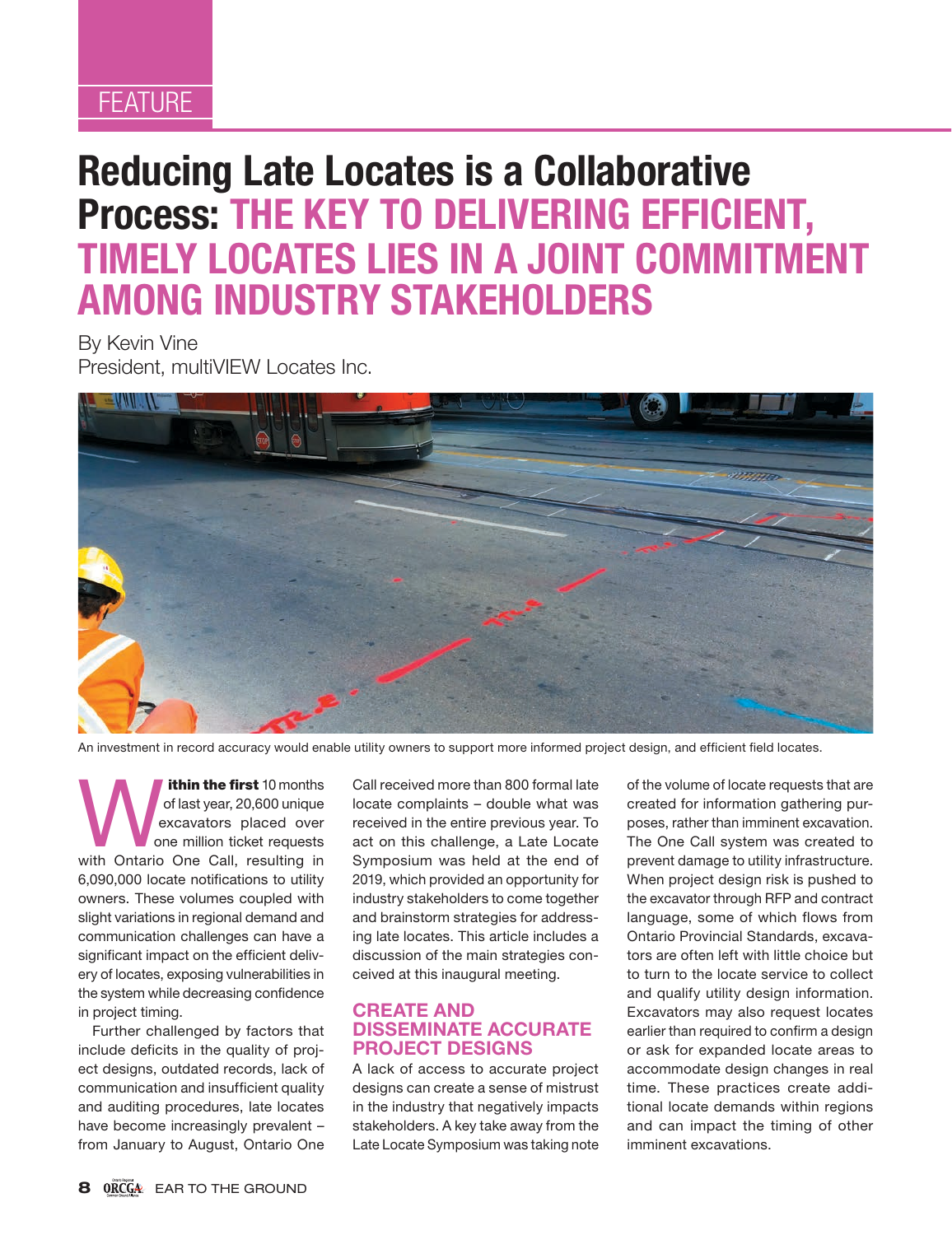FEATURE

# Reducing Late Locates is a Collaborative Process: THE KEY TO DELIVERING EFFICIENT, TIMELY LOCATES LIES IN A JOINT COMMITMENT AMONG INDUSTRY STAKEHOLDERS

By Kevin Vine
President, multiVIEW Locates Inc.

An investment in record accuracy would enable utility owners to support more informed project design, and efficient field locates.

**Within the first** 10 months of last year, 20,600 unique excavators placed over one million ticket requests with Ontario One Call, resulting in 6,090,000 locate notifications to utility owners. These volumes coupled with slight variations in regional demand and communication challenges can have a significant impact on the efficient delivery of locates, exposing vulnerabilities in the system while decreasing confidence in project timing.

Further challenged by factors that include deficits in the quality of project designs, outdated records, lack of communication and insufficient quality and auditing procedures, late locates have become increasingly prevalent – from January to August, Ontario One Call received more than 800 formal late locate complaints – double what was received in the entire previous year. To act on this challenge, a Late Locate Symposium was held at the end of 2019, which provided an opportunity for industry stakeholders to come together and brainstorm strategies for addressing late locates. This article includes a discussion of the main strategies conceived at this inaugural meeting.

## CREATE AND DISSEMINATE ACCURATE PROJECT DESIGNS

A lack of access to accurate project designs can create a sense of mistrust in the industry that negatively impacts stakeholders. A key take away from the Late Locate Symposium was taking note of the volume of locate requests that are created for information gathering purposes, rather than imminent excavation. The One Call system was created to prevent damage to utility infrastructure. When project design risk is pushed to the excavator through RFP and contract language, some of which flows from Ontario Provincial Standards, excavators are often left with little choice but to turn to the locate service to collect and qualify utility design information. Excavators may also request locates earlier than required to confirm a design or ask for expanded locate areas to accommodate design changes in real time. These practices create additional locate demands within regions and can impact the timing of other imminent excavations.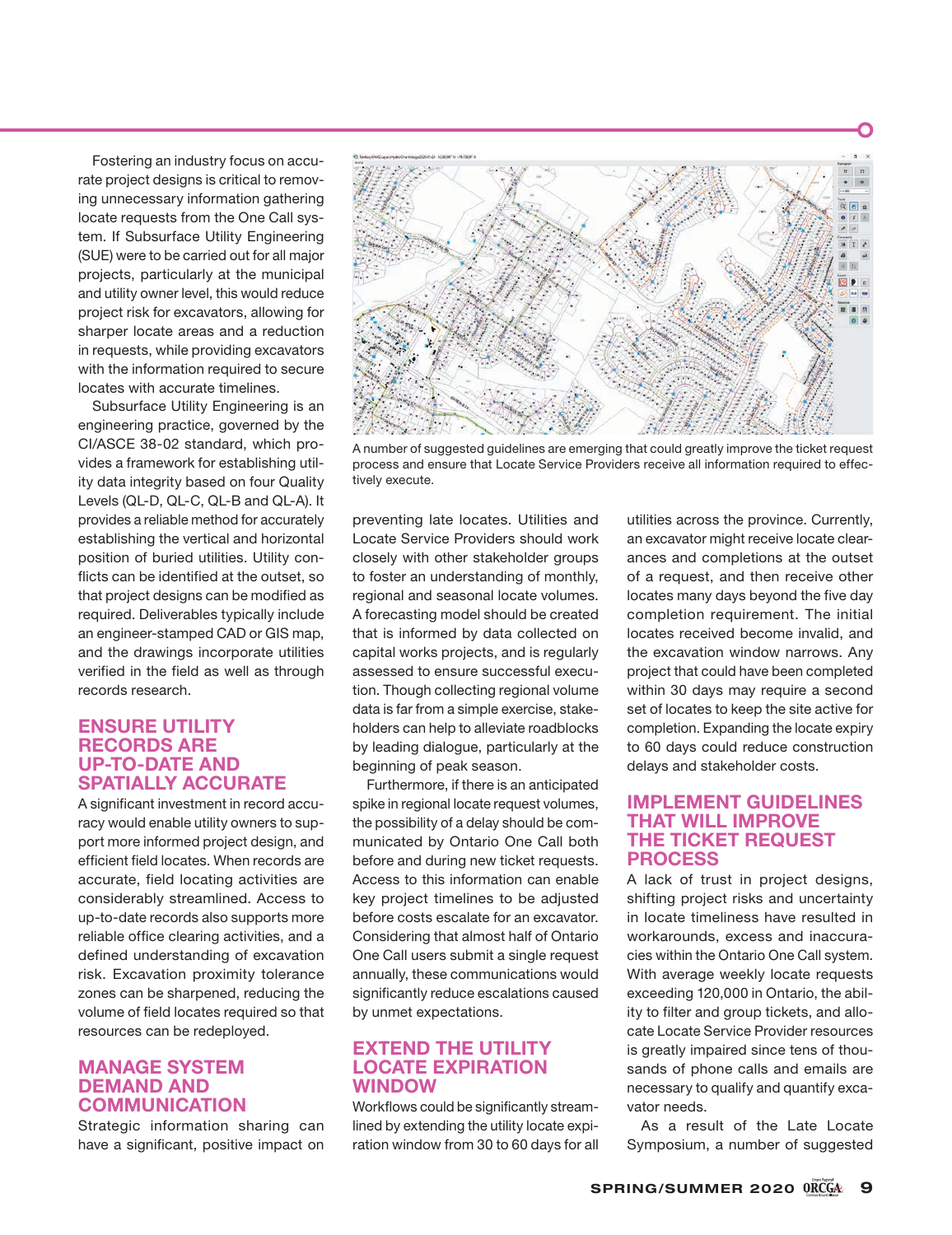Fostering an industry focus on accurate project designs is critical to removing unnecessary information gathering locate requests from the One Call system. If Subsurface Utility Engineering (SUE) were to be carried out for all major projects, particularly at the municipal and utility owner level, this would reduce project risk for excavators, allowing for sharper locate areas and a reduction in requests, while providing excavators with the information required to secure locates with accurate timelines.

Subsurface Utility Engineering is an engineering practice, governed by the CI/ASCE 38-02 standard, which provides a framework for establishing utility data integrity based on four Quality Levels (QL-D, QL-C, QL-B and QL-A). It provides a reliable method for accurately establishing the vertical and horizontal position of buried utilities. Utility conflicts can be identified at the outset, so that project designs can be modified as required. Deliverables typically include an engineer-stamped CAD or GIS map, and the drawings incorporate utilities verified in the field as well as through records research.

## ENSURE UTILITY RECORDS ARE UP-TO-DATE AND SPATIALLY ACCURATE

A significant investment in record accuracy would enable utility owners to support more informed project design, and efficient field locates. When records are accurate, field locating activities are considerably streamlined. Access to up-to-date records also supports more reliable office clearing activities, and a defined understanding of excavation risk. Excavation proximity tolerance zones can be sharpened, reducing the volume of field locates required so that resources can be redeployed.

## MANAGE SYSTEM DEMAND AND COMMUNICATION

Strategic information sharing can have a significant, positive impact on preventing late locates. Utilities and Locate Service Providers should work closely with other stakeholder groups to foster an understanding of monthly, regional and seasonal locate volumes. A forecasting model should be created that is informed by data collected on capital works projects, and is regularly assessed to ensure successful execution. Though collecting regional volume data is far from a simple exercise, stakeholders can help to alleviate roadblocks by leading dialogue, particularly at the beginning of peak season.

Furthermore, if there is an anticipated spike in regional locate request volumes, the possibility of a delay should be communicated by Ontario One Call both before and during new ticket requests. Access to this information can enable key project timelines to be adjusted before costs escalate for an excavator. Considering that almost half of Ontario One Call users submit a single request annually, these communications would significantly reduce escalations caused by unmet expectations.

A number of suggested guidelines are emerging that could greatly improve the ticket request process and ensure that Locate Service Providers receive all information required to effectively execute.

## EXTEND THE UTILITY LOCATE EXPIRATION WINDOW

Workflows could be significantly streamlined by extending the utility locate expiration window from 30 to 60 days for all utilities across the province. Currently, an excavator might receive locate clearances and completions at the outset of a request, and then receive other locates many days beyond the five day completion requirement. The initial locates received become invalid, and the excavation window narrows. Any project that could have been completed within 30 days may require a second set of locates to keep the site active for completion. Expanding the locate expiry to 60 days could reduce construction delays and stakeholder costs.

## IMPLEMENT GUIDELINES THAT WILL IMPROVE THE TICKET REQUEST PROCESS

A lack of trust in project designs, shifting project risks and uncertainty in locate timeliness have resulted in workarounds, excess and inaccuracies within the Ontario One Call system. With average weekly locate requests exceeding 120,000 in Ontario, the ability to filter and group tickets, and allocate Locate Service Provider resources is greatly impaired since tens of thousands of phone calls and emails are necessary to qualify and quantify excavator needs.

As a result of the Late Locate Symposium, a number of suggested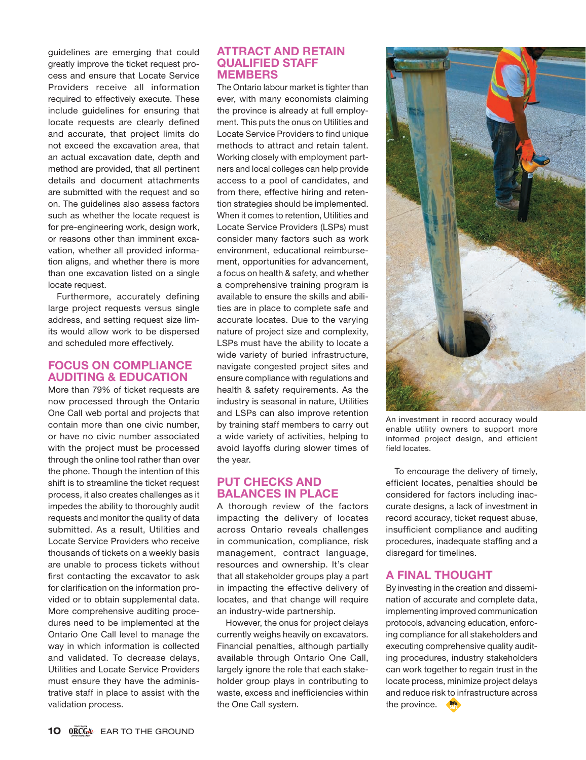guidelines are emerging that could greatly improve the ticket request process and ensure that Locate Service Providers receive all information required to effectively execute. These include guidelines for ensuring that locate requests are clearly defined and accurate, that project limits do not exceed the excavation area, that an actual excavation date, depth and method are provided, that all pertinent details and document attachments are submitted with the request and so on. The guidelines also assess factors such as whether the locate request is for pre-engineering work, design work, or reasons other than imminent excavation, whether all provided information aligns, and whether there is more than one excavation listed on a single locate request.

Furthermore, accurately defining large project requests versus single address, and setting request size limits would allow work to be dispersed and scheduled more effectively.

## FOCUS ON COMPLIANCE AUDITING & EDUCATION

More than 79% of ticket requests are now processed through the Ontario One Call web portal and projects that contain more than one civic number, or have no civic number associated with the project must be processed through the online tool rather than over the phone. Though the intention of this shift is to streamline the ticket request process, it also creates challenges as it impedes the ability to thoroughly audit requests and monitor the quality of data submitted. As a result, Utilities and Locate Service Providers who receive thousands of tickets on a weekly basis are unable to process tickets without first contacting the excavator to ask for clarification on the information provided or to obtain supplemental data. More comprehensive auditing procedures need to be implemented at the Ontario One Call level to manage the way in which information is collected and validated. To decrease delays, Utilities and Locate Service Providers must ensure they have the administrative staff in place to assist with the validation process.

## ATTRACT AND RETAIN QUALIFIED STAFF MEMBERS

The Ontario labour market is tighter than ever, with many economists claiming the province is already at full employment. This puts the onus on Utilities and Locate Service Providers to find unique methods to attract and retain talent. Working closely with employment partners and local colleges can help provide access to a pool of candidates, and from there, effective hiring and retention strategies should be implemented. When it comes to retention, Utilities and Locate Service Providers (LSPs) must consider many factors such as work environment, educational reimbursement, opportunities for advancement, a focus on health & safety, and whether a comprehensive training program is available to ensure the skills and abilities are in place to complete safe and accurate locates. Due to the varying nature of project size and complexity, LSPs must have the ability to locate a wide variety of buried infrastructure, navigate congested project sites and ensure compliance with regulations and health & safety requirements. As the industry is seasonal in nature, Utilities and LSPs can also improve retention by training staff members to carry out a wide variety of activities, helping to avoid layoffs during slower times of the year.

## PUT CHECKS AND BALANCES IN PLACE

A thorough review of the factors impacting the delivery of locates across Ontario reveals challenges in communication, compliance, risk management, contract language, resources and ownership. It's clear that all stakeholder groups play a part in impacting the effective delivery of locates, and that change will require an industry-wide partnership.

However, the onus for project delays currently weighs heavily on excavators. Financial penalties, although partially available through Ontario One Call, largely ignore the role that each stakeholder group plays in contributing to waste, excess and inefficiencies within the One Call system.

An investment in record accuracy would enable utility owners to support more informed project design, and efficient field locates.

To encourage the delivery of timely, efficient locates, penalties should be considered for factors including inaccurate designs, a lack of investment in record accuracy, ticket request abuse, insufficient compliance and auditing procedures, inadequate staffing and a disregard for timelines.

## A FINAL THOUGHT

By investing in the creation and dissemination of accurate and complete data, implementing improved communication protocols, advancing education, enforcing compliance for all stakeholders and executing comprehensive quality auditing procedures, industry stakeholders can work together to regain trust in the locate process, minimize project delays and reduce risk to infrastructure across the province.